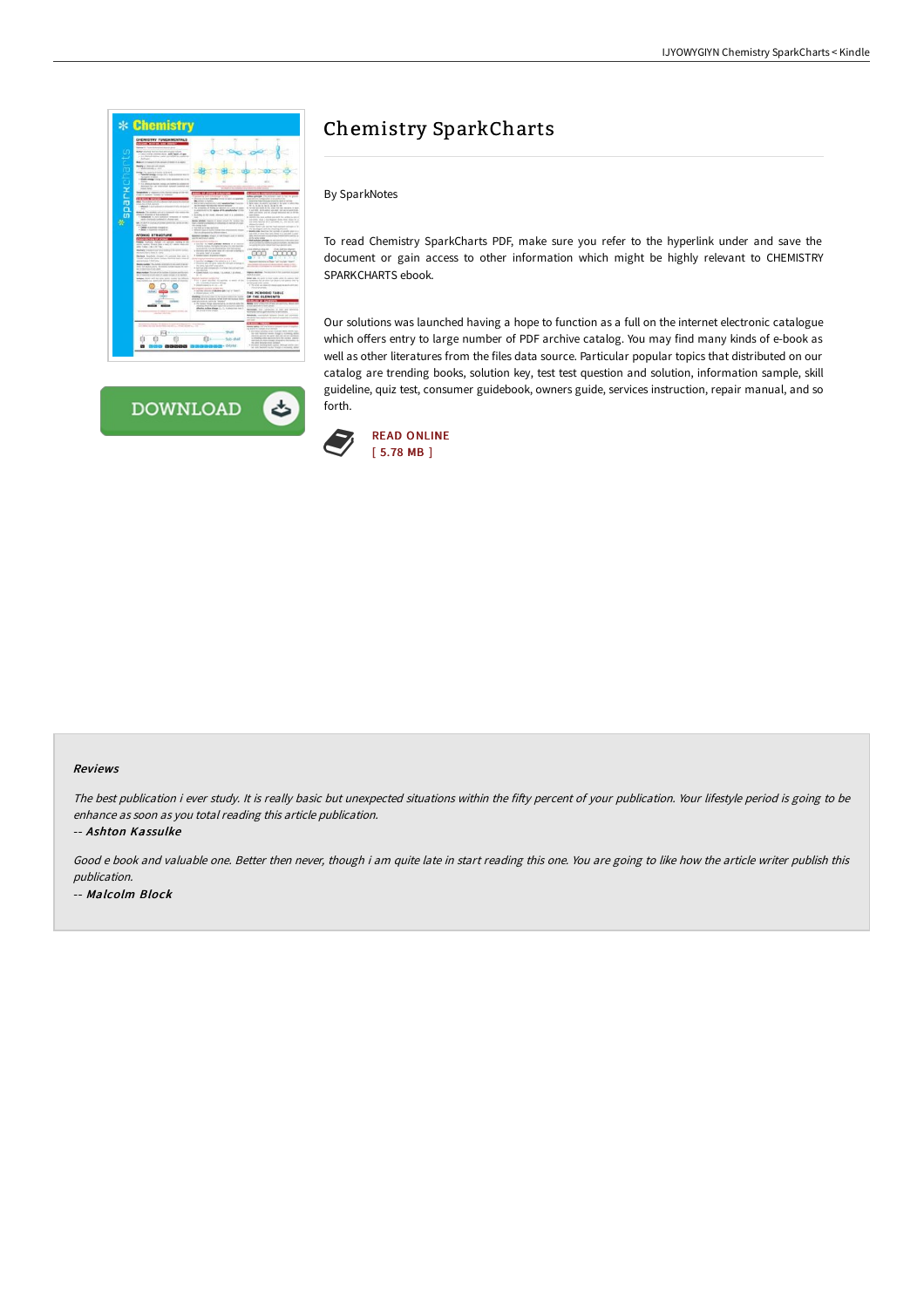# Chemistry SparkCharts

By SparkNotes

To read Chemistry SparkCharts PDF, make sure you refer to the hyperlink under and save the document or gain access to other information which might be highly relevant to CHEMISTRY SPARKCHARTS ebook.

Our solutions was launched having a hope to function as a full on the internet electronic catalogue which offers entry to large number of PDF archive catalog. You may find many kinds of e-book as well as other literatures from the files data source. Particular popular topics that distributed on our catalog are trending books, solution key, test test question and solution, information sample, skill guideline, quiz test, consumer guidebook, owners guide, services instruction, repair manual, and so forth.

DOWNLOAD

READ ONLINE
[ 5.78 MB ]

## Reviews

*The best publication i ever study. It is really basic but unexpected situations within the fifty percent of your publication. Your lifestyle period is going to be enhance as soon as you total reading this article publication.*

*-- Ashton Kassulke*

*Good e book and valuable one. Better then never, though i am quite late in start reading this one. You are going to like how the article writer publish this publication.*

*-- Malcolm Block*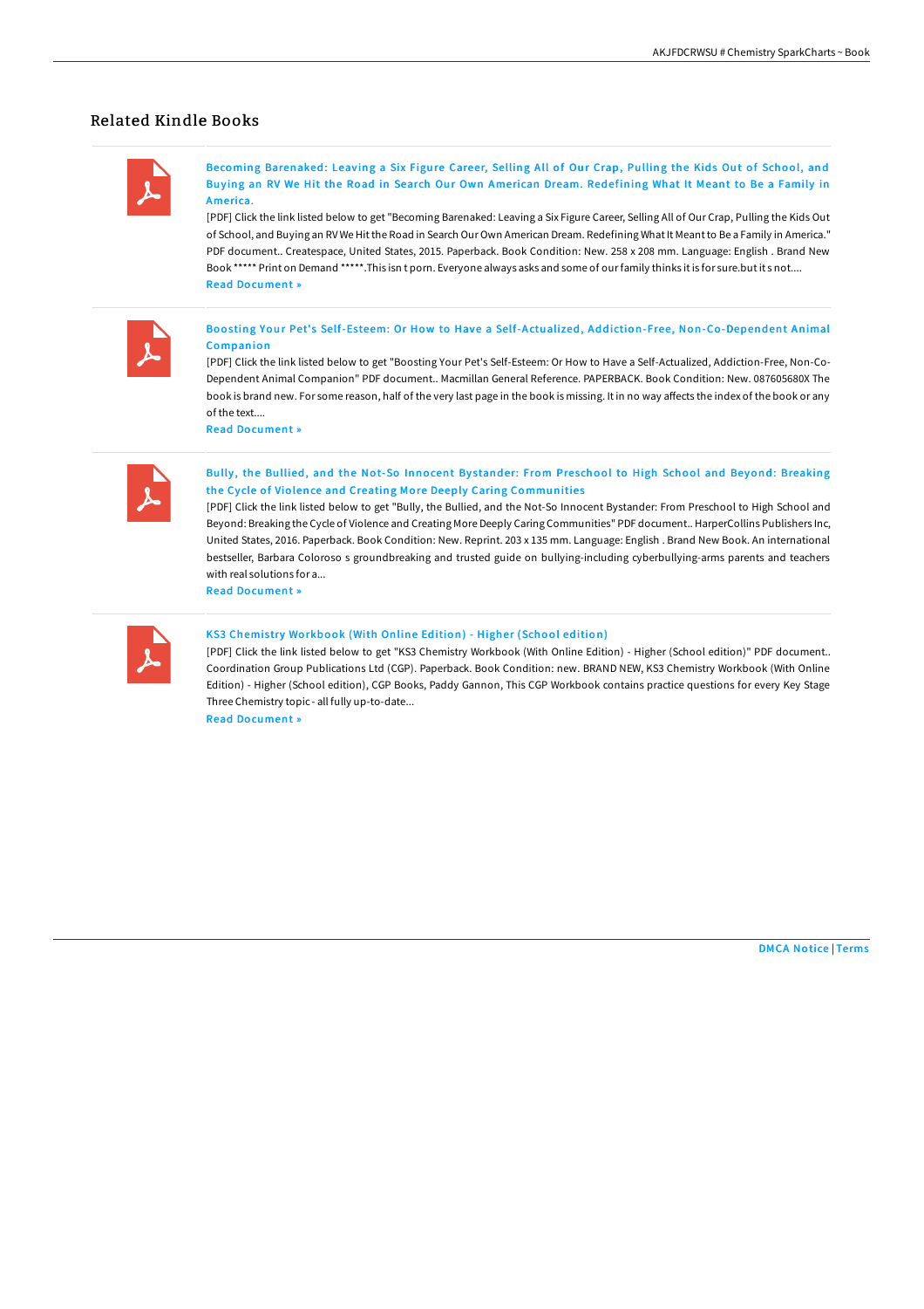## Related Kindle Books

### Becoming Barenaked: Leaving a Six Figure Career, Selling All of Our Crap, Pulling the Kids Out of School, and Buying an RV We Hit the Road in Search Our Own American Dream. Redefining What It Meant to Be a Family in America.

[PDF] Click the link listed below to get "Becoming Barenaked: Leaving a Six Figure Career, Selling All of Our Crap, Pulling the Kids Out of School, and Buying an RV We Hit the Road in Search Our Own American Dream. Redefining What It Meant to Be a Family in America." PDF document.. Createspace, United States, 2015. Paperback. Book Condition: New. 258 x 208 mm. Language: English . Brand New Book ***** Print on Demand *****.This isn t porn. Everyone always asks and some of our family thinks it is for sure.but it s not....

Read Document »

### Boosting Your Pet's Self-Esteem: Or How to Have a Self-Actualized, Addiction-Free, Non-Co-Dependent Animal Companion

[PDF] Click the link listed below to get "Boosting Your Pet's Self-Esteem: Or How to Have a Self-Actualized, Addiction-Free, Non-Co-Dependent Animal Companion" PDF document.. Macmillan General Reference. PAPERBACK. Book Condition: New. 087605680X The book is brand new. For some reason, half of the very last page in the book is missing. It in no way affects the index of the book or any of the text....

Read Document »

### Bully, the Bullied, and the Not-So Innocent Bystander: From Preschool to High School and Beyond: Breaking the Cycle of Violence and Creating More Deeply Caring Communities

[PDF] Click the link listed below to get "Bully, the Bullied, and the Not-So Innocent Bystander: From Preschool to High School and Beyond: Breaking the Cycle of Violence and Creating More Deeply Caring Communities" PDF document.. HarperCollins Publishers Inc, United States, 2016. Paperback. Book Condition: New. Reprint. 203 x 135 mm. Language: English . Brand New Book. An international bestseller, Barbara Coloroso s groundbreaking and trusted guide on bullying-including cyberbullying-arms parents and teachers with real solutions for a...

Read Document »

### KS3 Chemistry Workbook (With Online Edition) - Higher (School edition)

[PDF] Click the link listed below to get "KS3 Chemistry Workbook (With Online Edition) - Higher (School edition)" PDF document.. Coordination Group Publications Ltd (CGP). Paperback. Book Condition: new. BRAND NEW, KS3 Chemistry Workbook (With Online Edition) - Higher (School edition), CGP Books, Paddy Gannon, This CGP Workbook contains practice questions for every Key Stage Three Chemistry topic - all fully up-to-date...

Read Document »

DMCA Notice | Terms